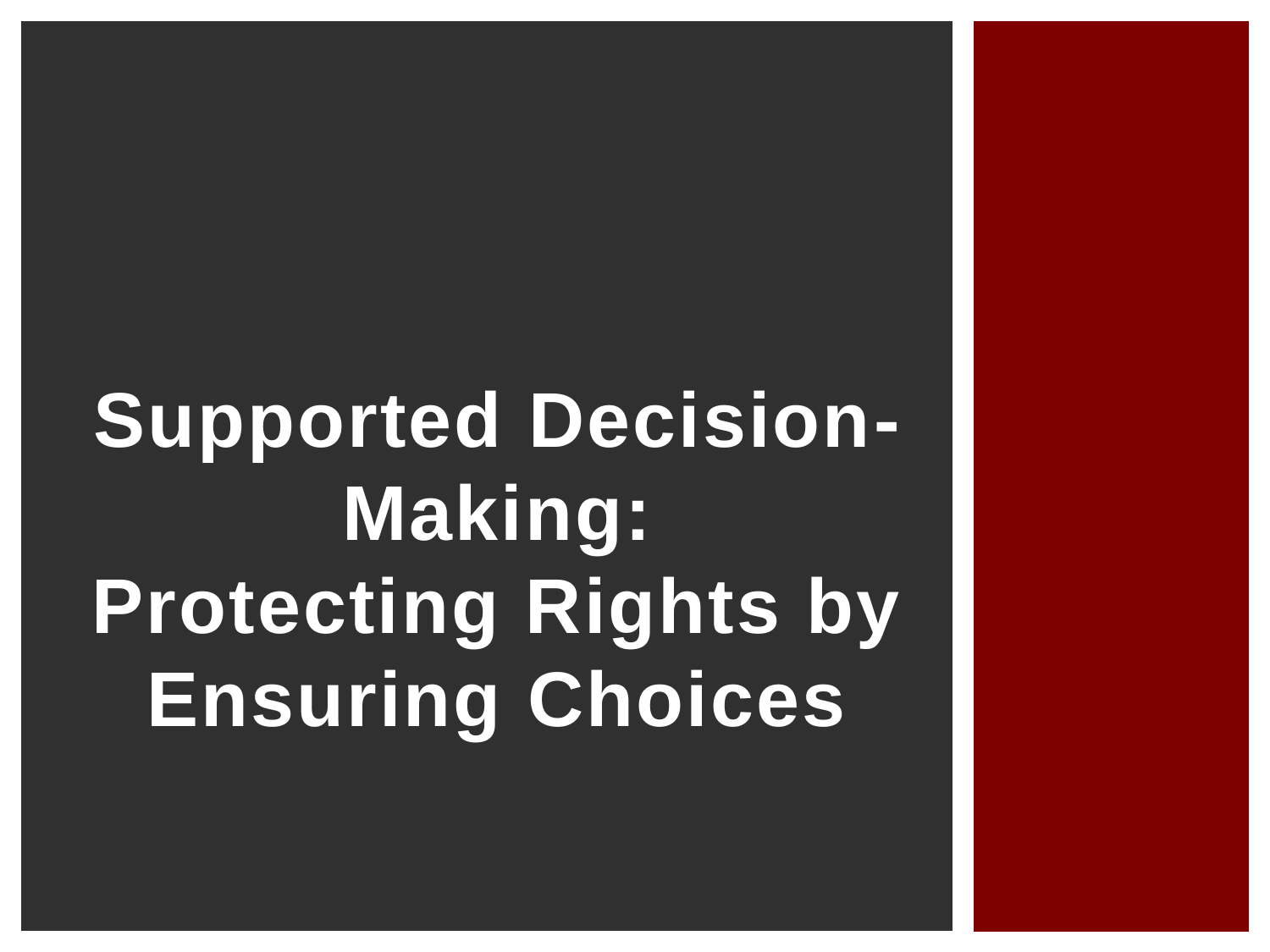# Supported Decision-Making: Protecting Rights by Ensuring Choices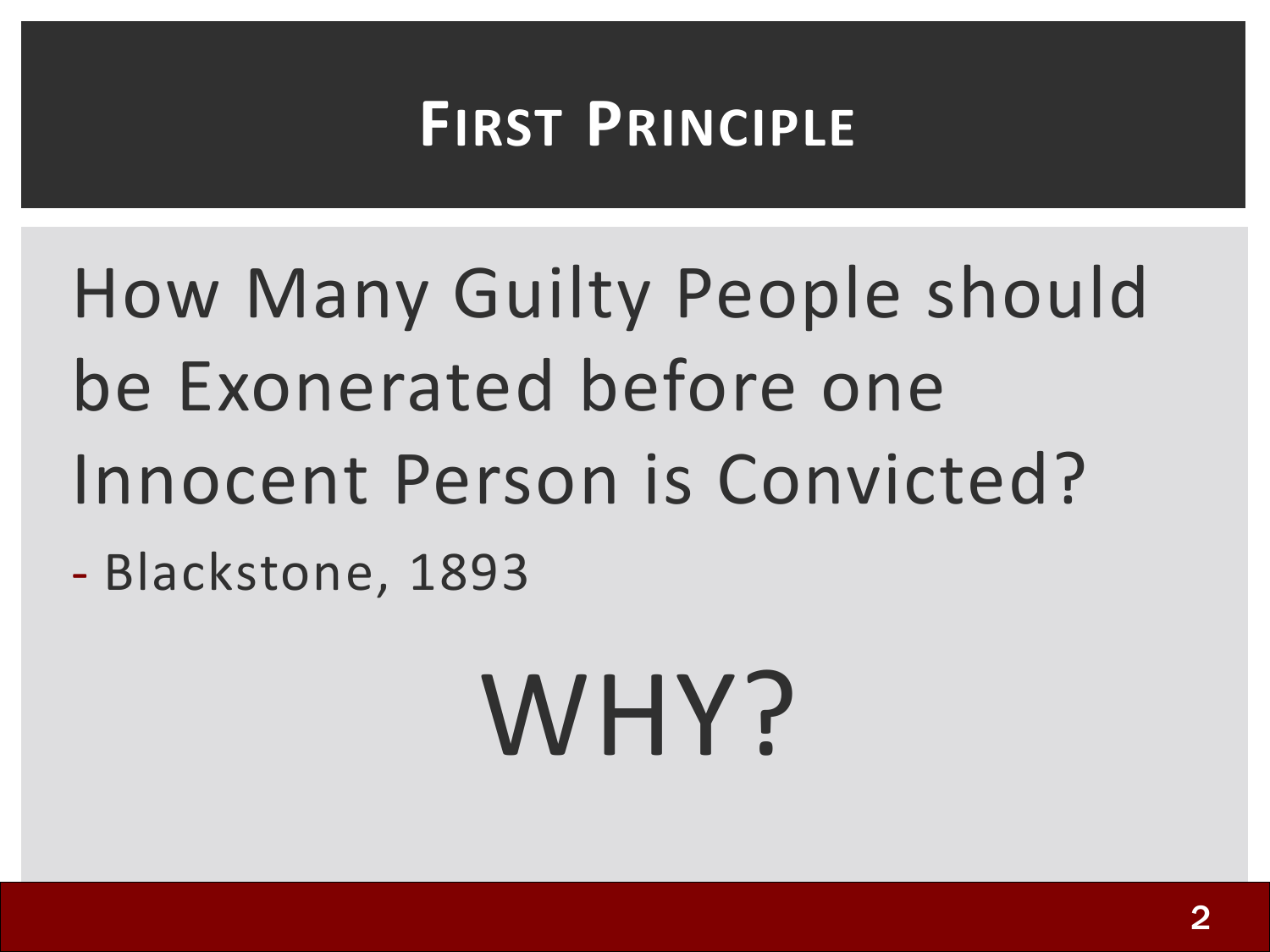# First Principle

How Many Guilty People should be Exonerated before one Innocent Person is Convicted?

- Blackstone, 1893

WHY?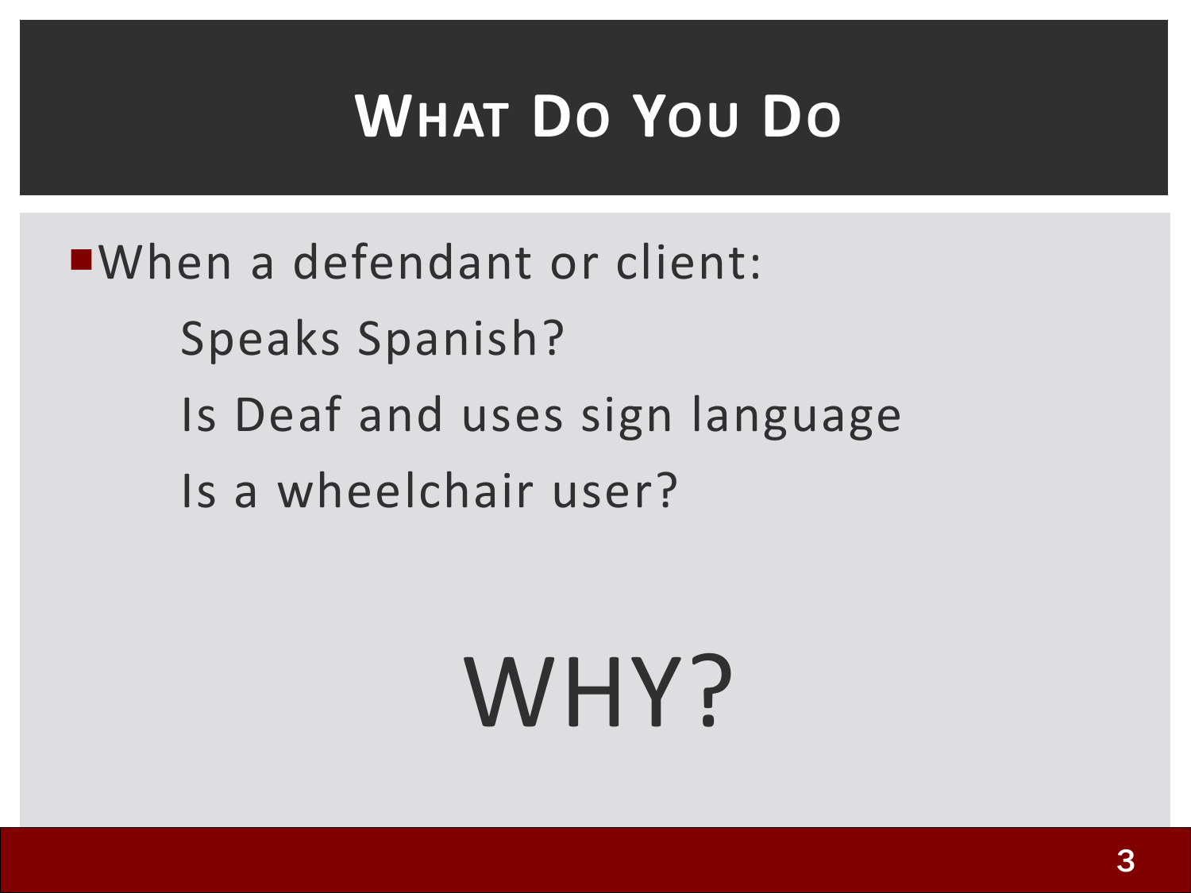# What Do You Do

- When a defendant or client:
  - Speaks Spanish?
  - Is Deaf and uses sign language
  - Is a wheelchair user?

WHY?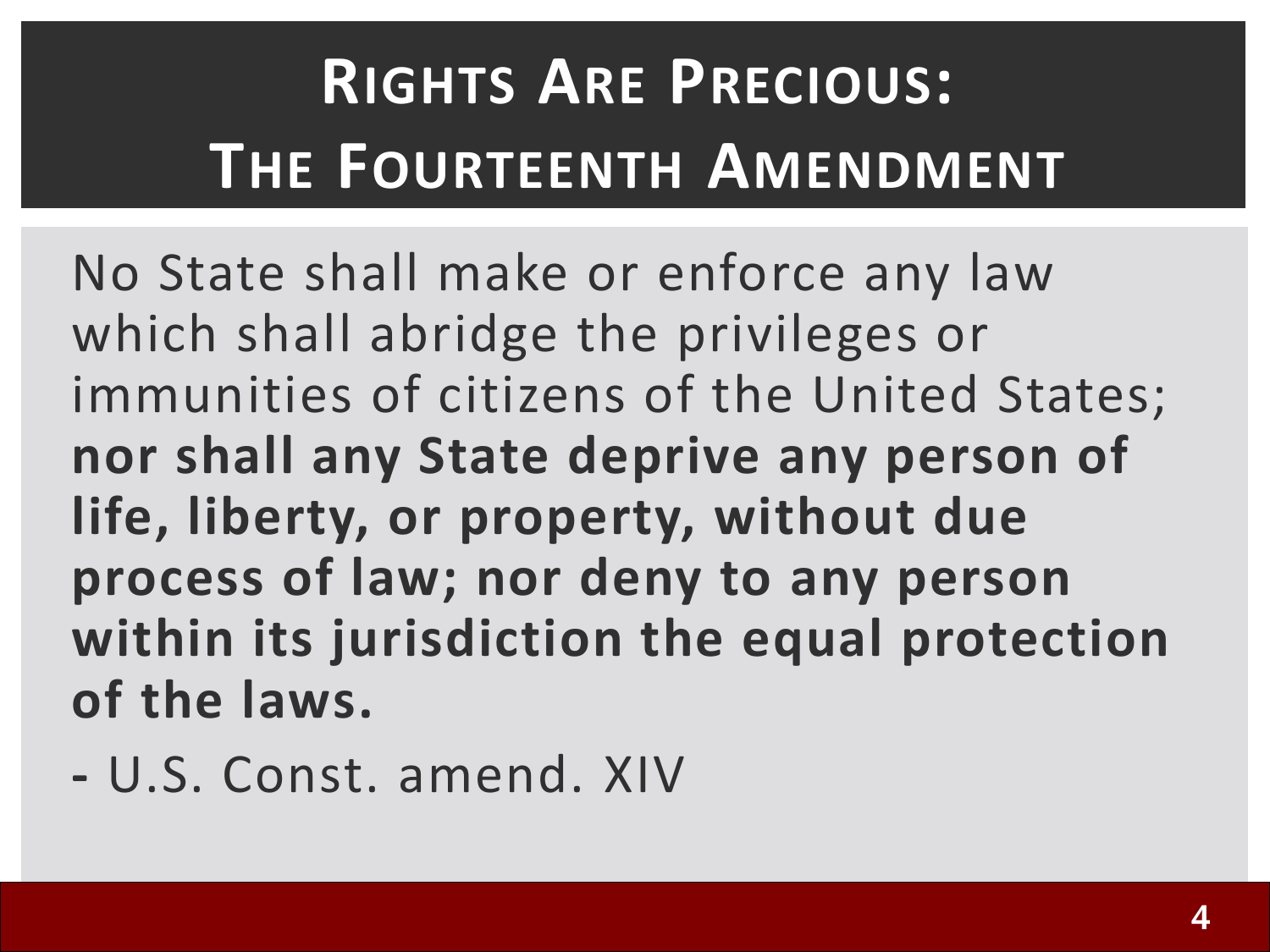# Rights Are Precious: The Fourteenth Amendment

No State shall make or enforce any law which shall abridge the privileges or immunities of citizens of the United States; **nor shall any State deprive any person of life, liberty, or property, without due process of law; nor deny to any person within its jurisdiction the equal protection of the laws.**

- U.S. Const. amend. XIV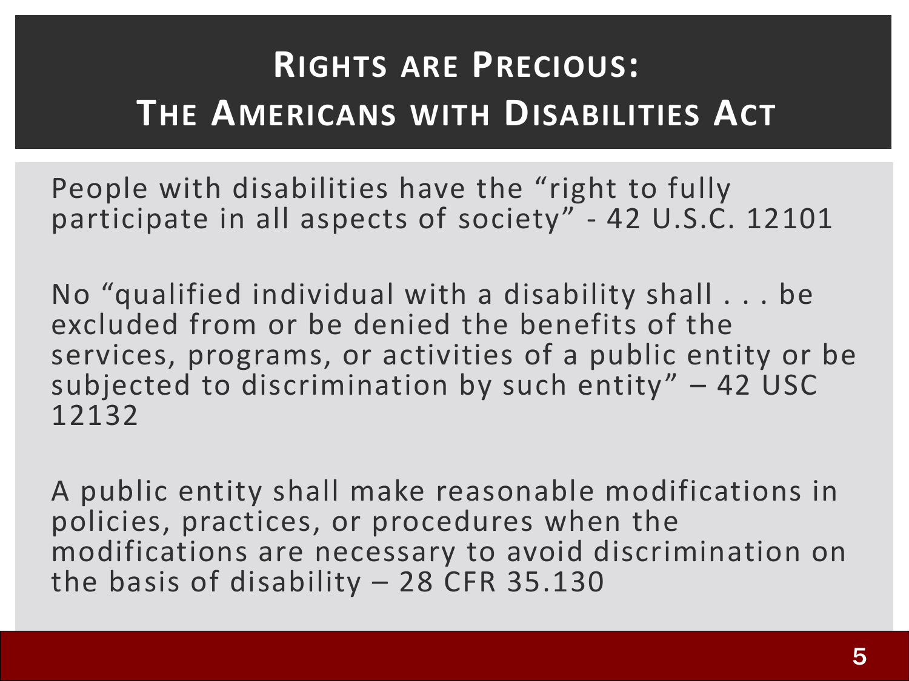# Rights are Precious: The Americans with Disabilities Act

People with disabilities have the "right to fully participate in all aspects of society" - 42 U.S.C. 12101

No "qualified individual with a disability shall . . . be excluded from or be denied the benefits of the services, programs, or activities of a public entity or be subjected to discrimination by such entity" – 42 USC 12132

A public entity shall make reasonable modifications in policies, practices, or procedures when the modifications are necessary to avoid discrimination on the basis of disability – 28 CFR 35.130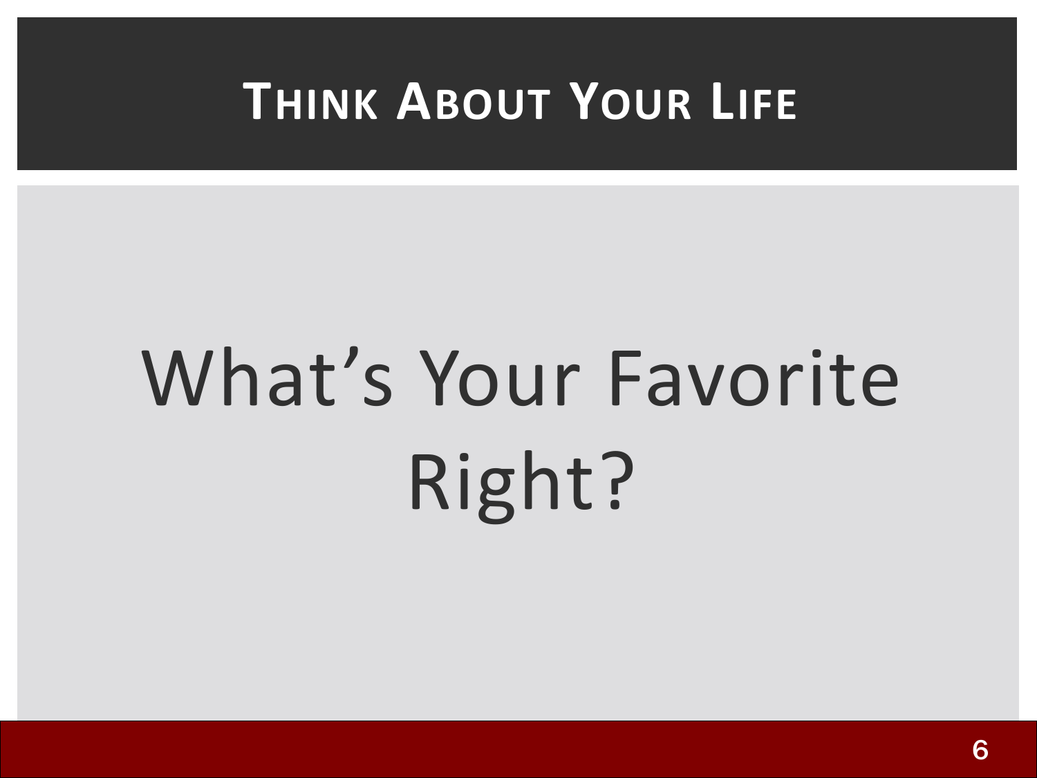# Think About Your Life

What's Your Favorite Right?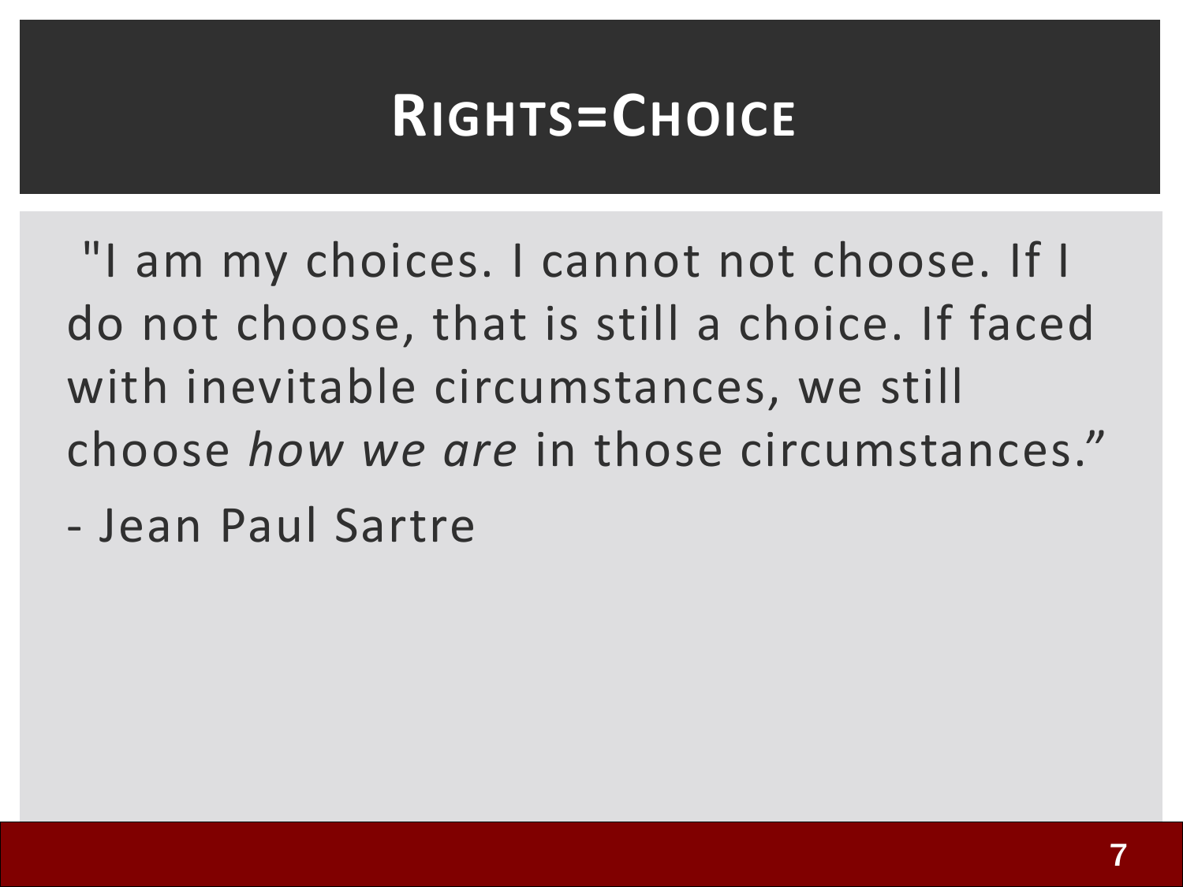# Rights=Choice

"I am my choices. I cannot not choose. If I do not choose, that is still a choice. If faced with inevitable circumstances, we still choose *how we are* in those circumstances."

- Jean Paul Sartre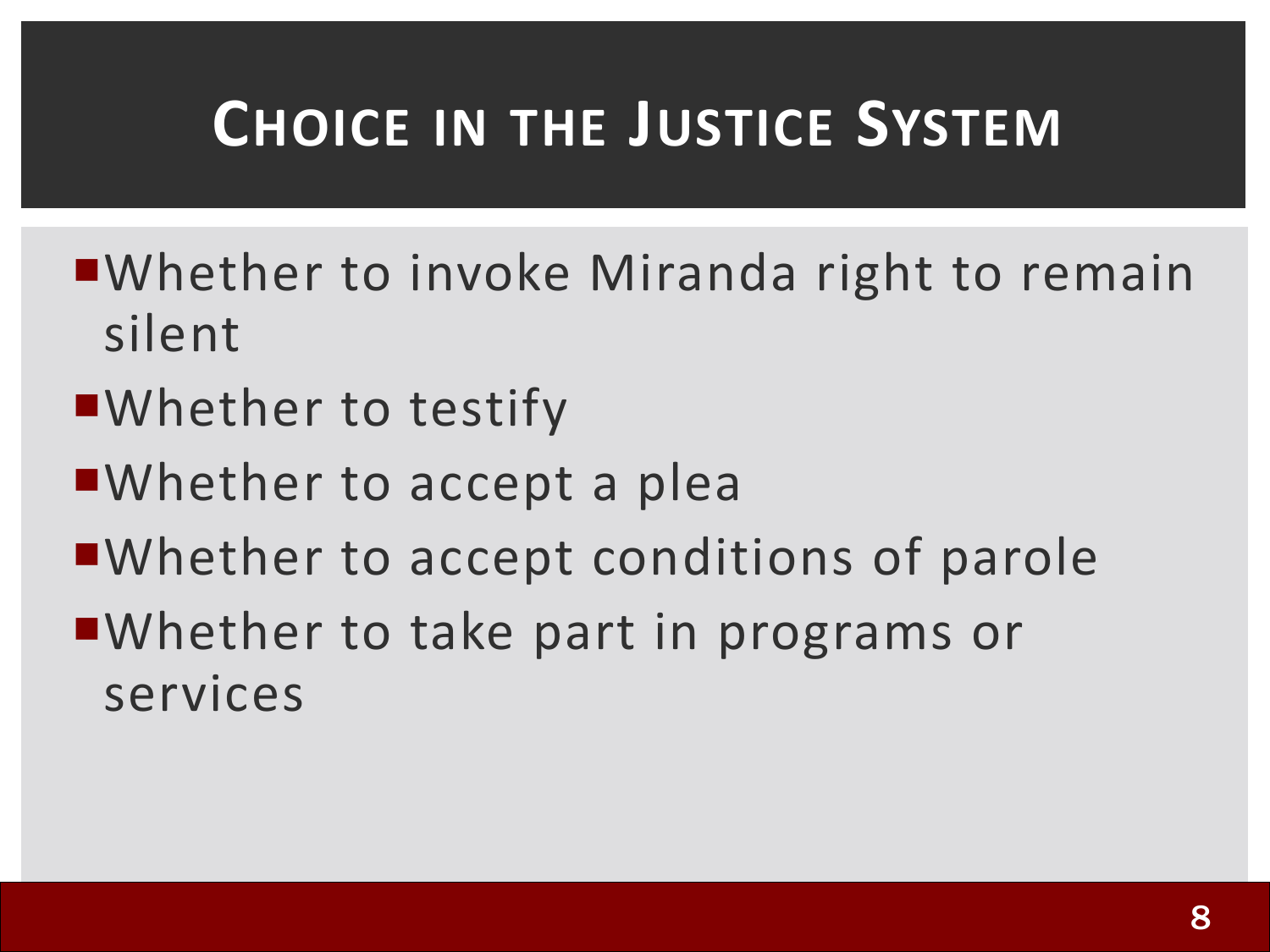# Choice in the Justice System

- Whether to invoke Miranda right to remain silent
- Whether to testify
- Whether to accept a plea
- Whether to accept conditions of parole
- Whether to take part in programs or services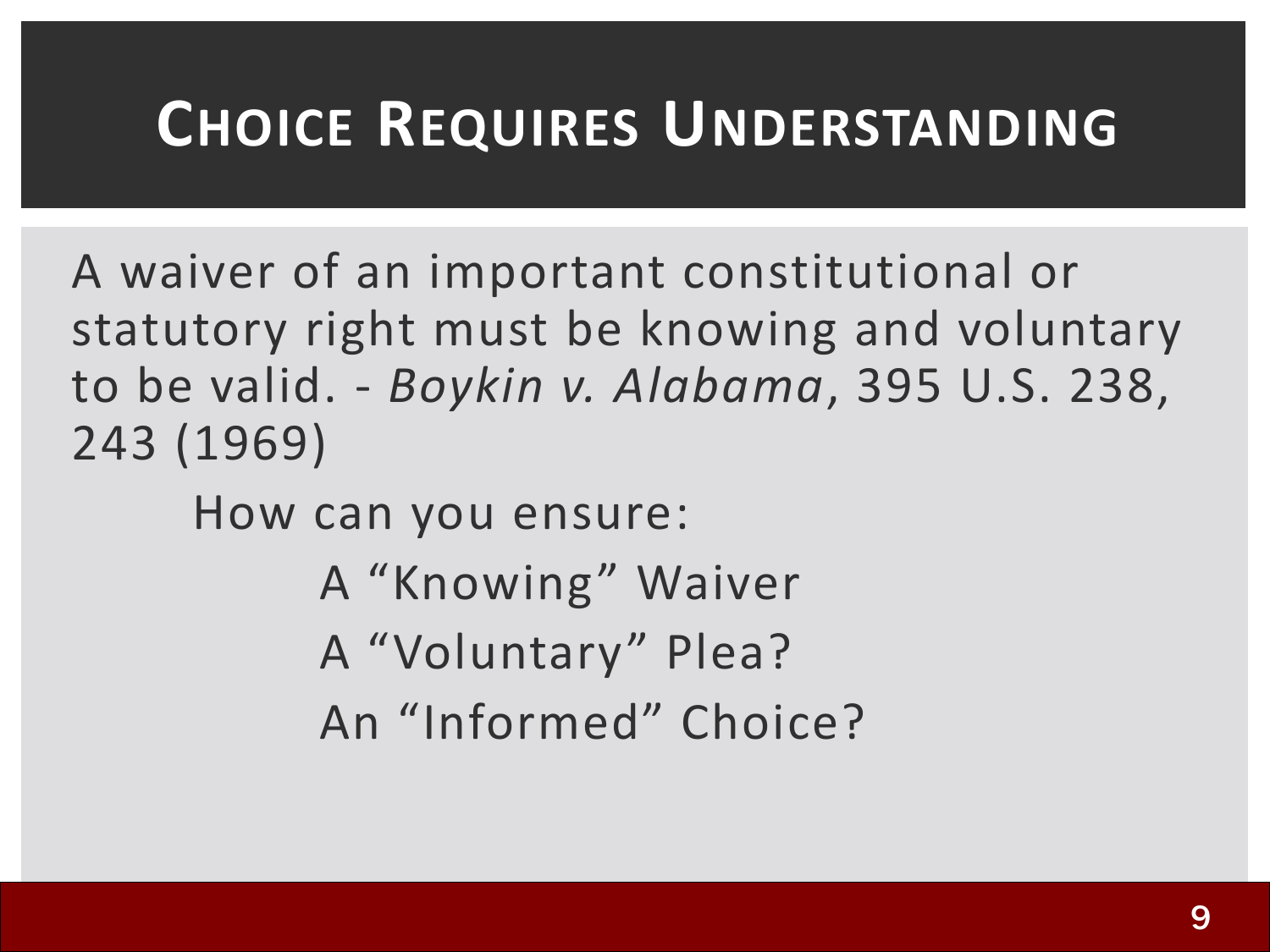# Choice Requires Understanding

A waiver of an important constitutional or statutory right must be knowing and voluntary to be valid. - *Boykin v. Alabama*, 395 U.S. 238, 243 (1969)

How can you ensure:

A "Knowing" Waiver

A "Voluntary" Plea?

An "Informed" Choice?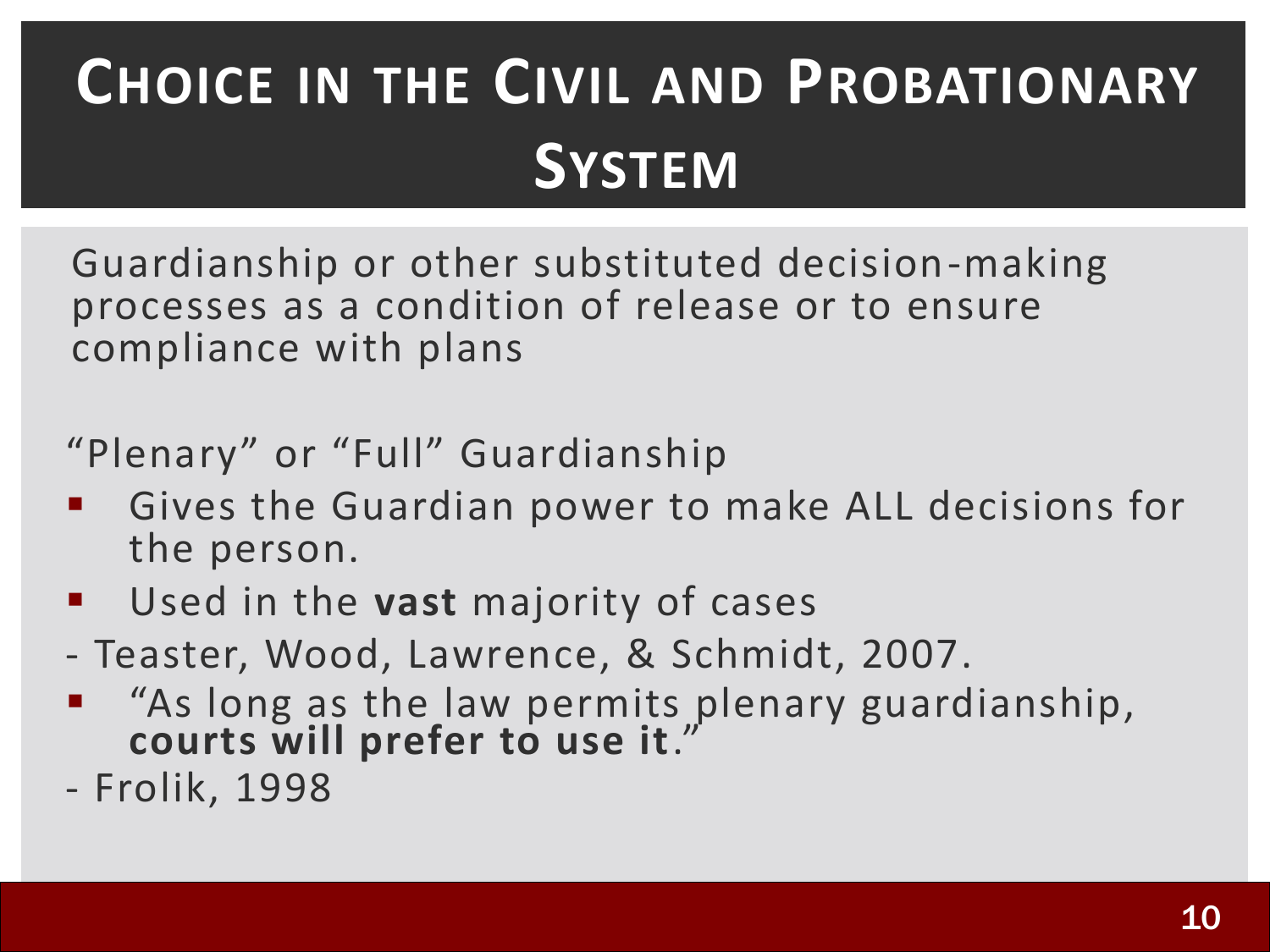# Choice in the Civil and Probationary System

Guardianship or other substituted decision-making processes as a condition of release or to ensure compliance with plans

"Plenary" or "Full" Guardianship

- Gives the Guardian power to make ALL decisions for the person.
- Used in the **vast** majority of cases

- Teaster, Wood, Lawrence, & Schmidt, 2007.

- "As long as the law permits plenary guardianship, **courts will prefer to use it**."

- Frolik, 1998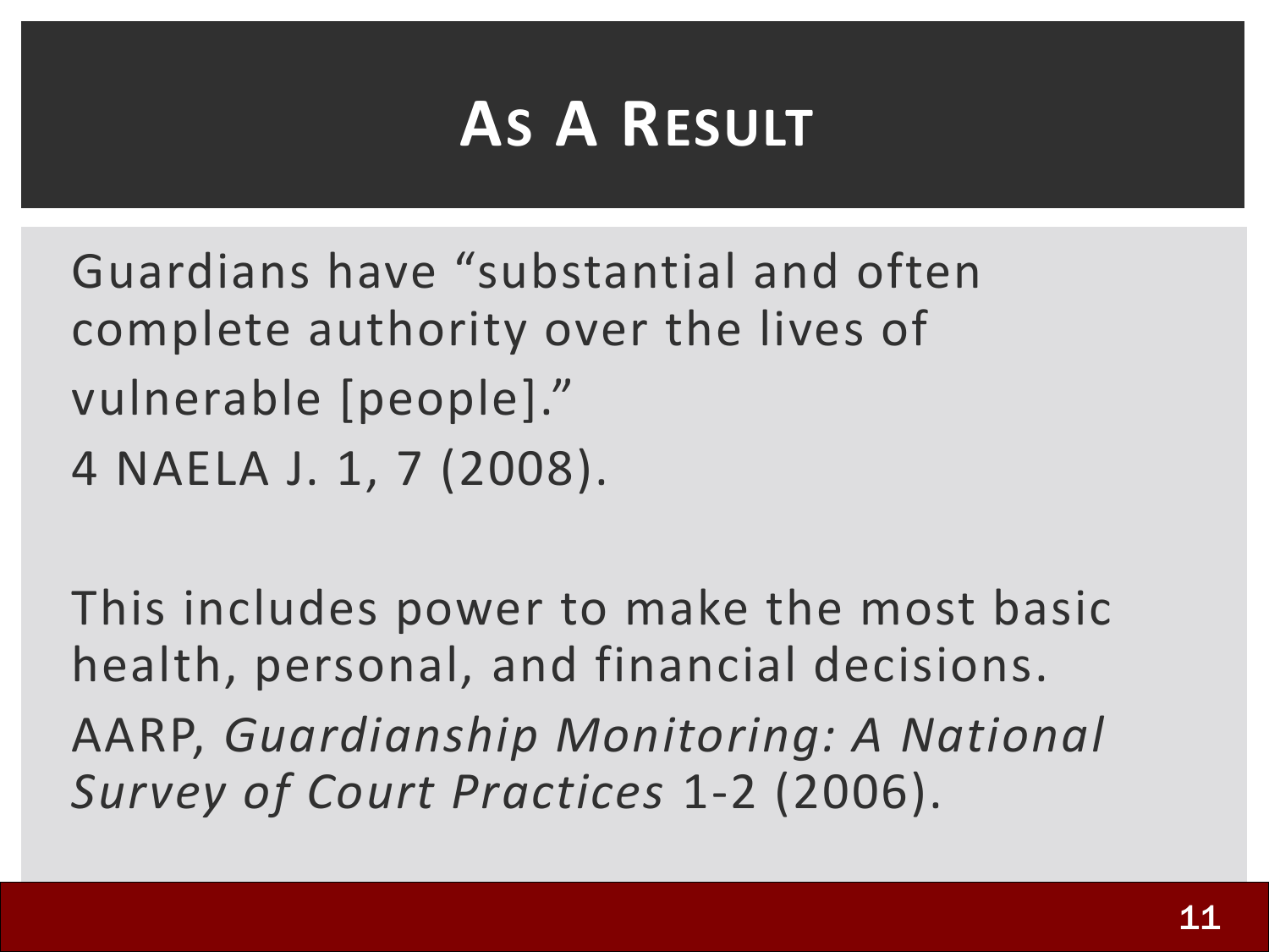# As A Result

Guardians have “substantial and often complete authority over the lives of vulnerable [people].”
4 NAELA J. 1, 7 (2008).

This includes power to make the most basic health, personal, and financial decisions.
AARP, *Guardianship Monitoring: A National Survey of Court Practices* 1-2 (2006).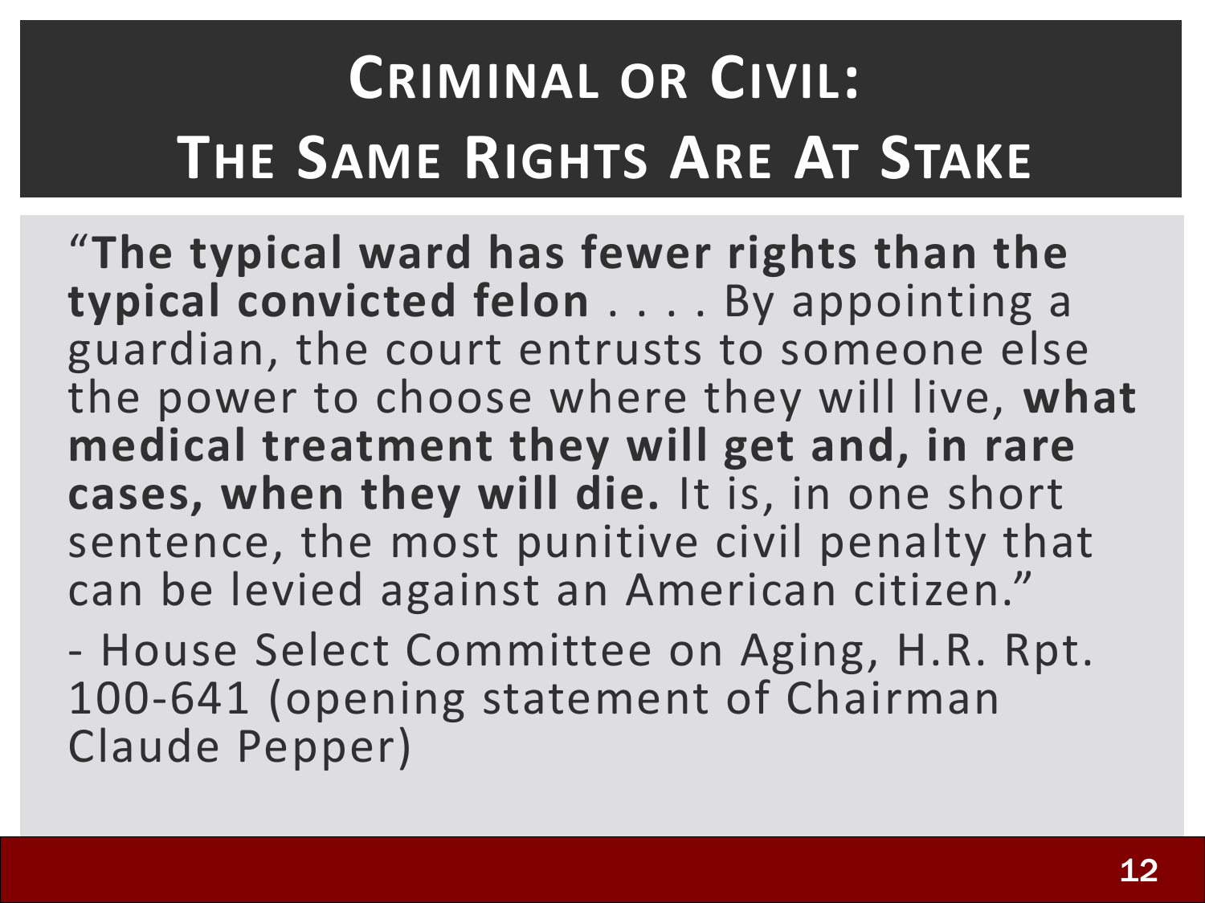# Criminal or Civil: The Same Rights Are At Stake

"**The typical ward has fewer rights than the typical convicted felon** . . . . By appointing a guardian, the court entrusts to someone else the power to choose where they will live, **what medical treatment they will get and, in rare cases, when they will die.** It is, in one short sentence, the most punitive civil penalty that can be levied against an American citizen."

- House Select Committee on Aging, H.R. Rpt. 100-641 (opening statement of Chairman Claude Pepper)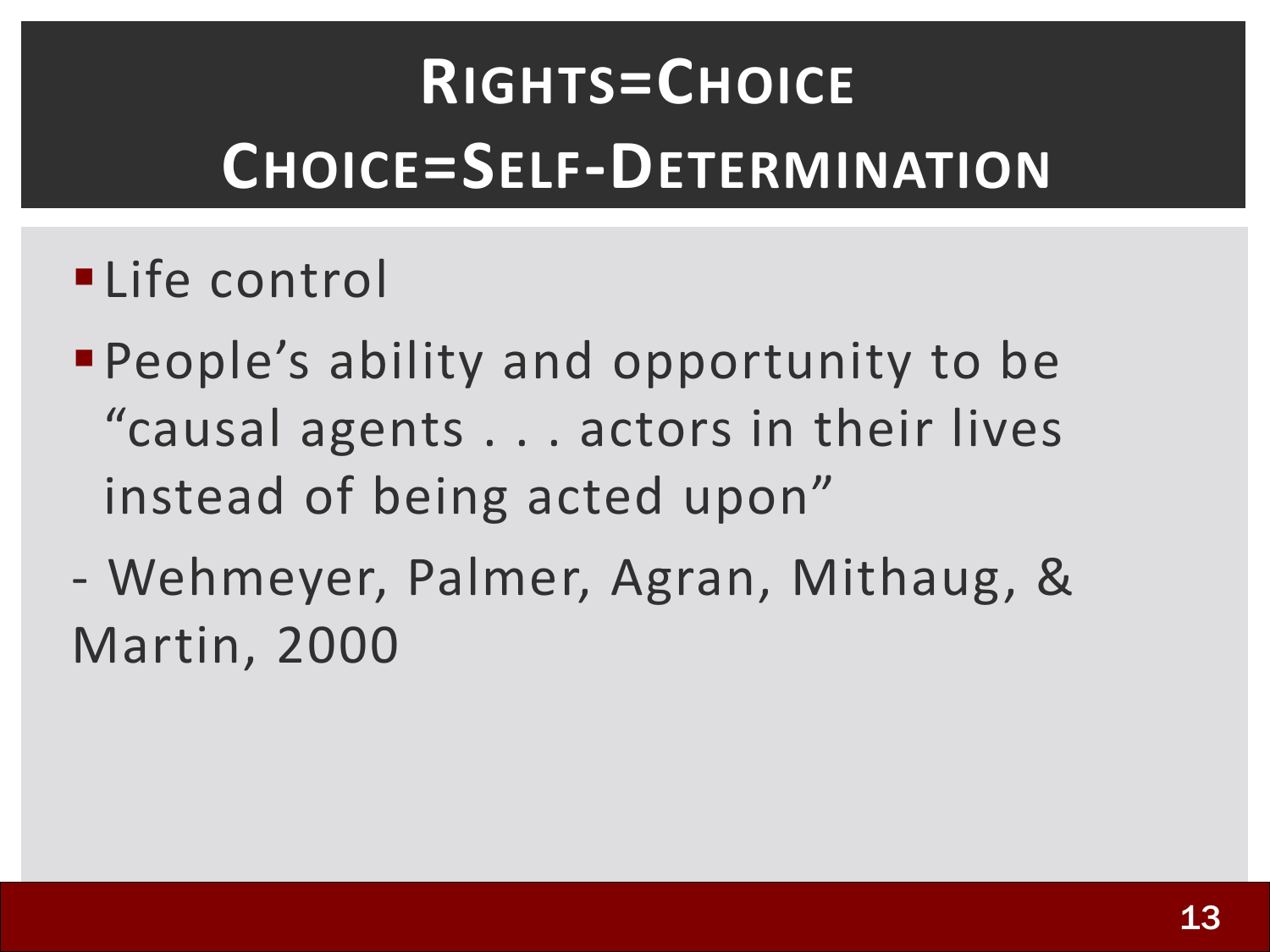# Rights=Choice
# Choice=Self-Determination

- Life control
- People's ability and opportunity to be "causal agents . . . actors in their lives instead of being acted upon"

- Wehmeyer, Palmer, Agran, Mithaug, & Martin, 2000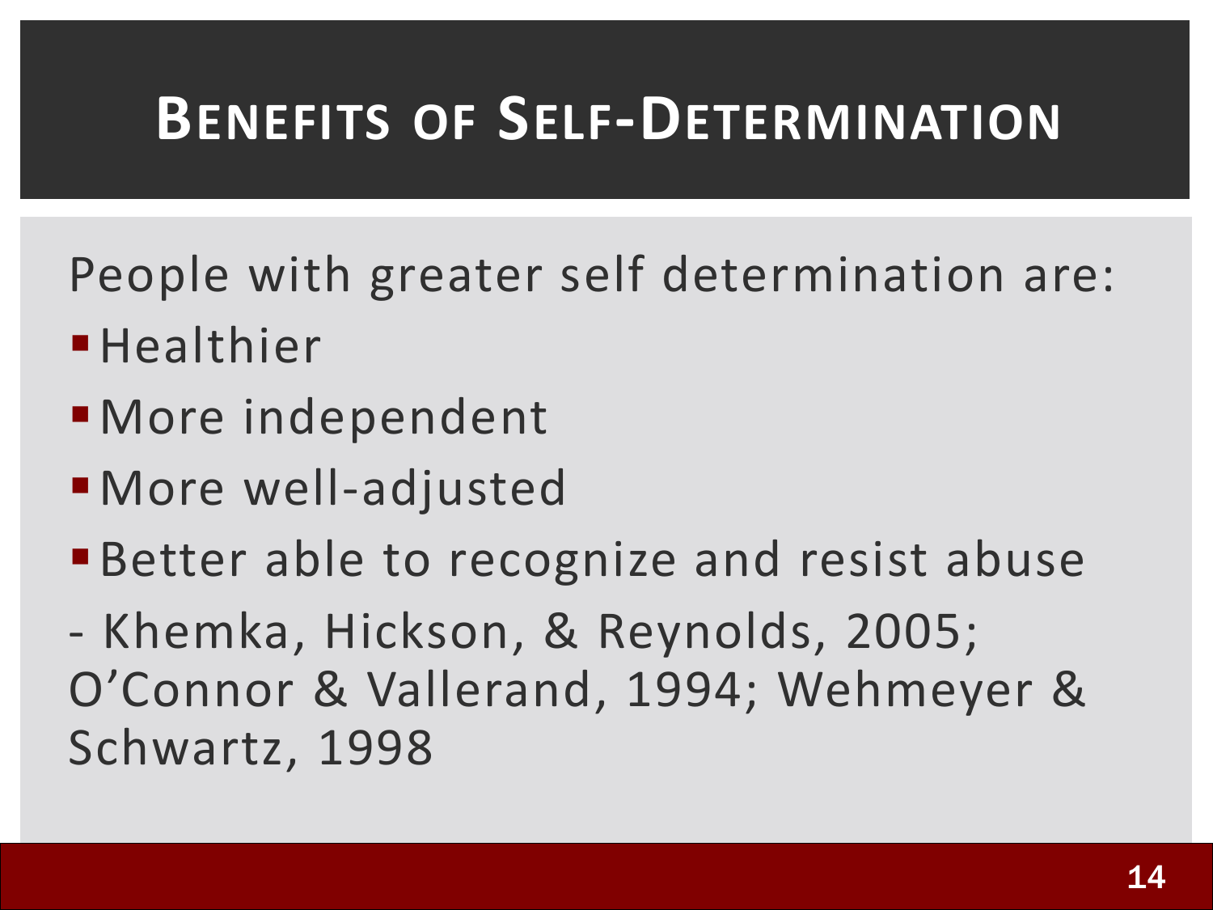# Benefits of Self-Determination

People with greater self determination are:

- Healthier
- More independent
- More well-adjusted
- Better able to recognize and resist abuse

- Khemka, Hickson, & Reynolds, 2005; O'Connor & Vallerand, 1994; Wehmeyer & Schwartz, 1998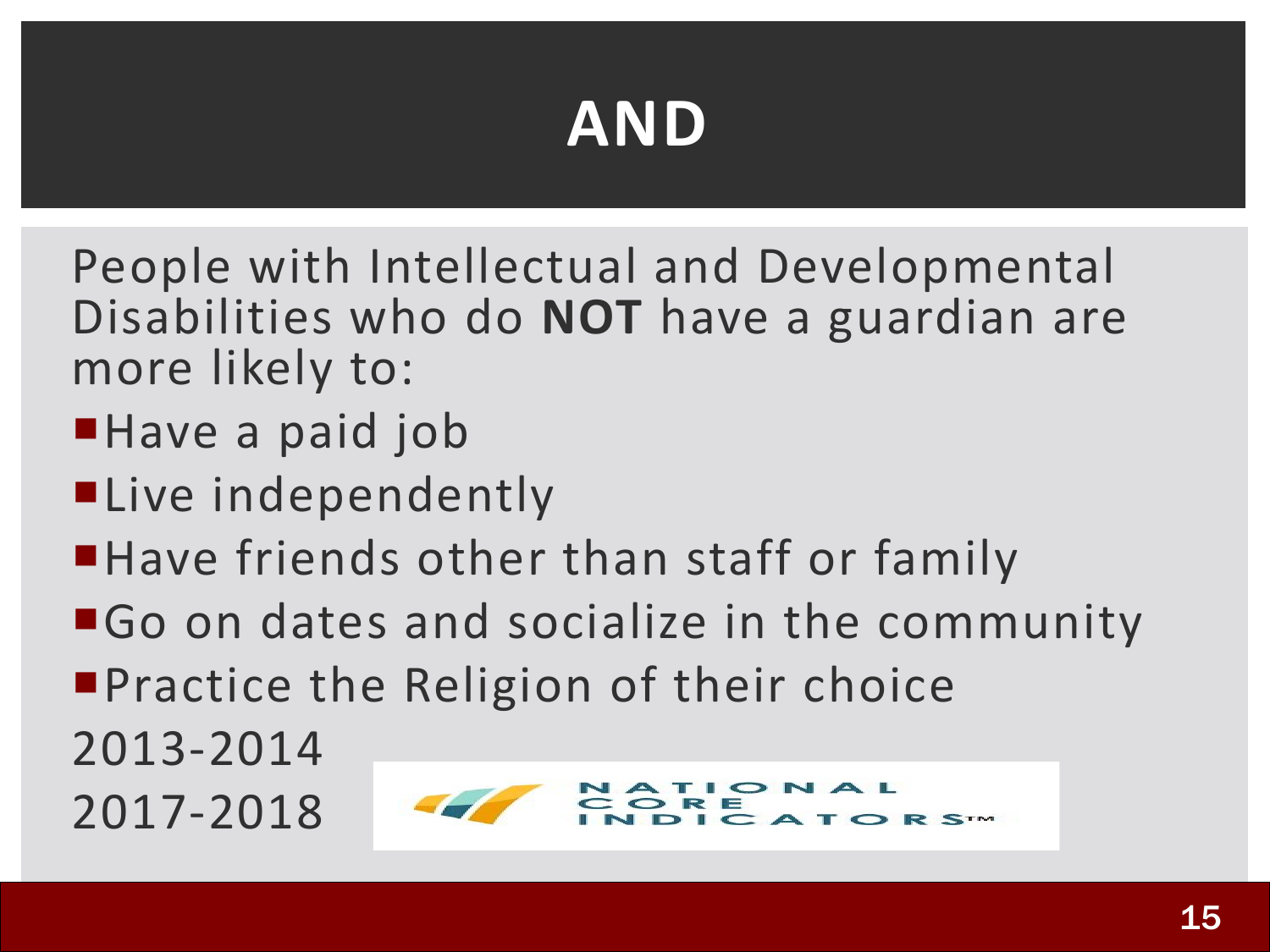# AND

People with Intellectual and Developmental Disabilities who do **NOT** have a guardian are more likely to:

- Have a paid job
- Live independently
- Have friends other than staff or family
- Go on dates and socialize in the community
- Practice the Religion of their choice

2013-2014

2017-2018

NATIONAL CORE INDICATORS™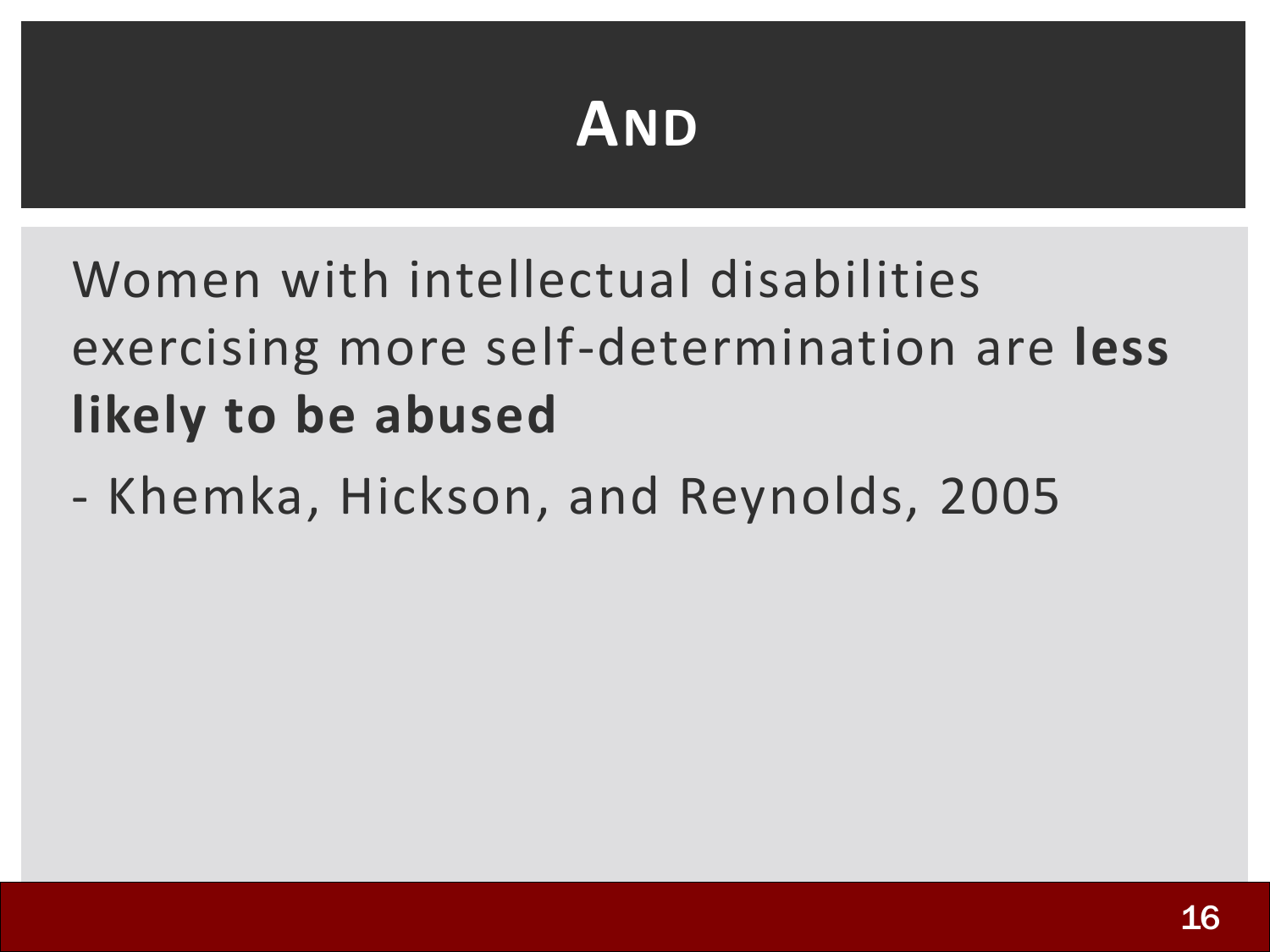# AND

Women with intellectual disabilities exercising more self-determination are **less likely to be abused**

- Khemka, Hickson, and Reynolds, 2005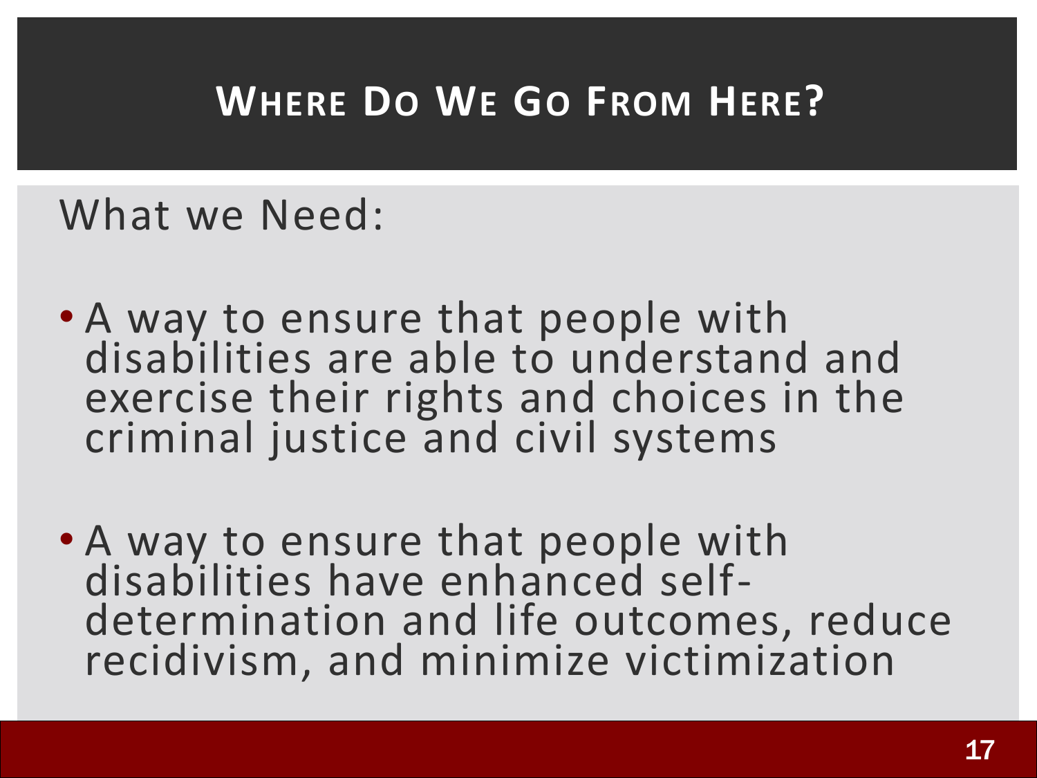# Where Do We Go From Here?

What we Need:

- A way to ensure that people with disabilities are able to understand and exercise their rights and choices in the criminal justice and civil systems
- A way to ensure that people with disabilities have enhanced self-determination and life outcomes, reduce recidivism, and minimize victimization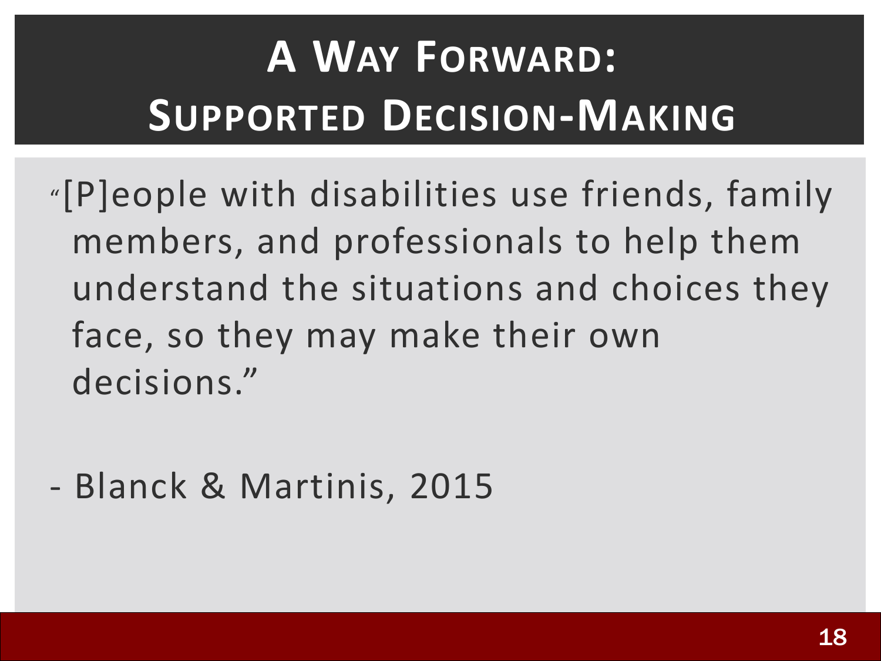# A Way Forward: Supported Decision-Making

"[P]eople with disabilities use friends, family members, and professionals to help them understand the situations and choices they face, so they may make their own decisions."

- Blanck & Martinis, 2015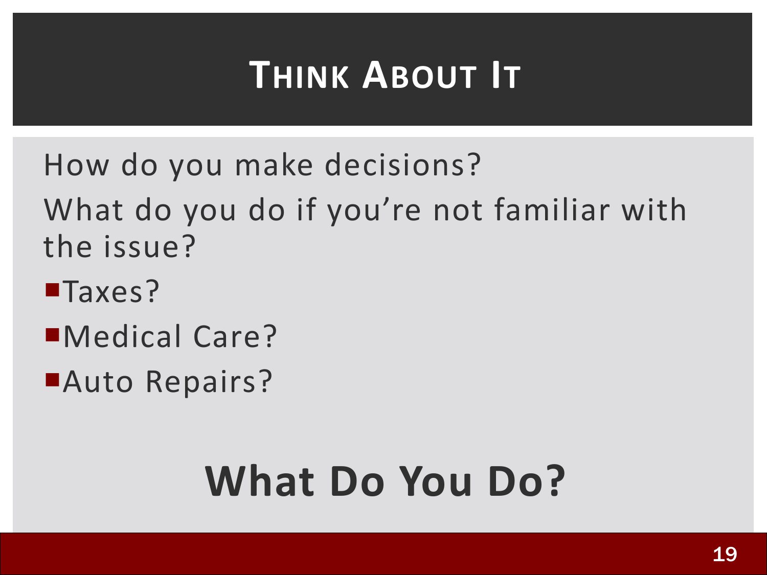# Think About It

How do you make decisions?

What do you do if you're not familiar with the issue?

- Taxes?
- Medical Care?
- Auto Repairs?

## What Do You Do?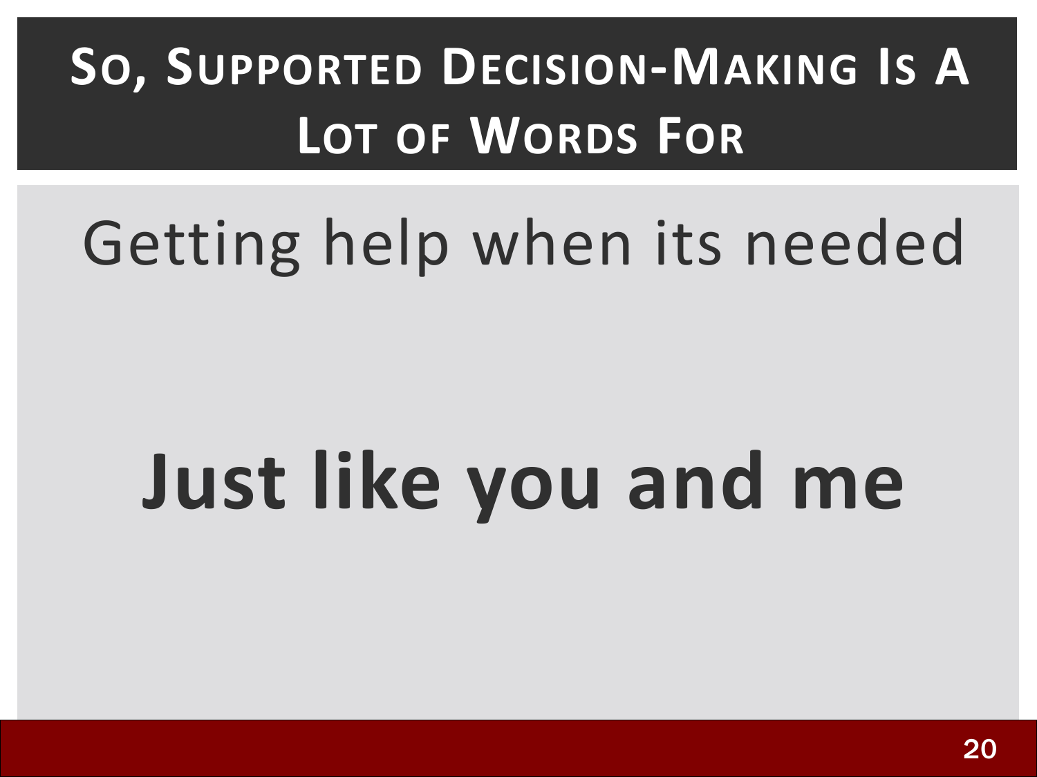# So, Supported Decision-Making Is A Lot of Words For

Getting help when its needed

**Just like you and me**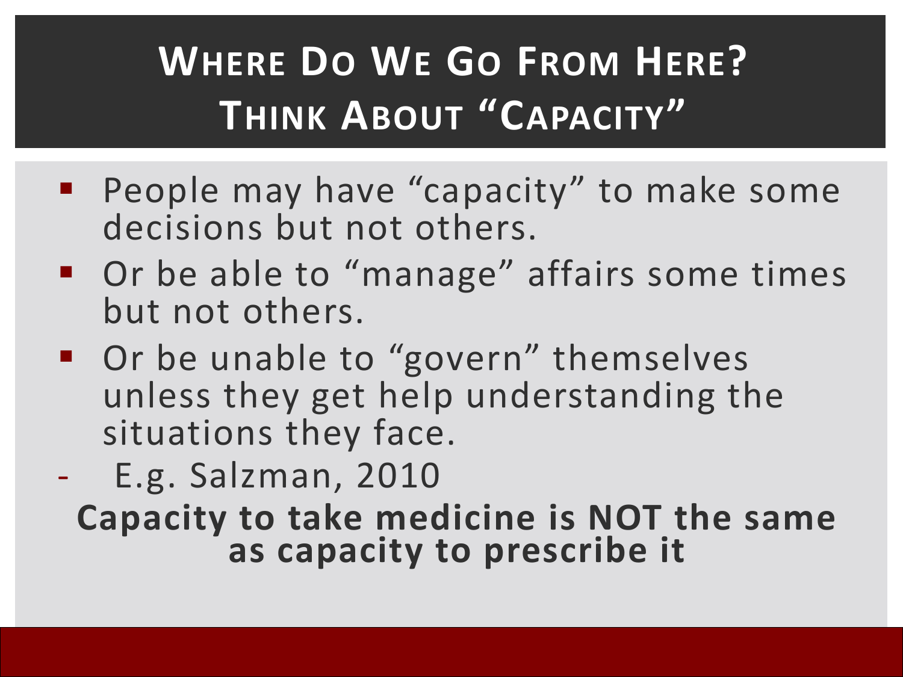# Where Do We Go From Here? Think About "Capacity"

- People may have "capacity" to make some decisions but not others.
- Or be able to "manage" affairs some times but not others.
- Or be unable to "govern" themselves unless they get help understanding the situations they face.

- E.g. Salzman, 2010

**Capacity to take medicine is NOT the same as capacity to prescribe it**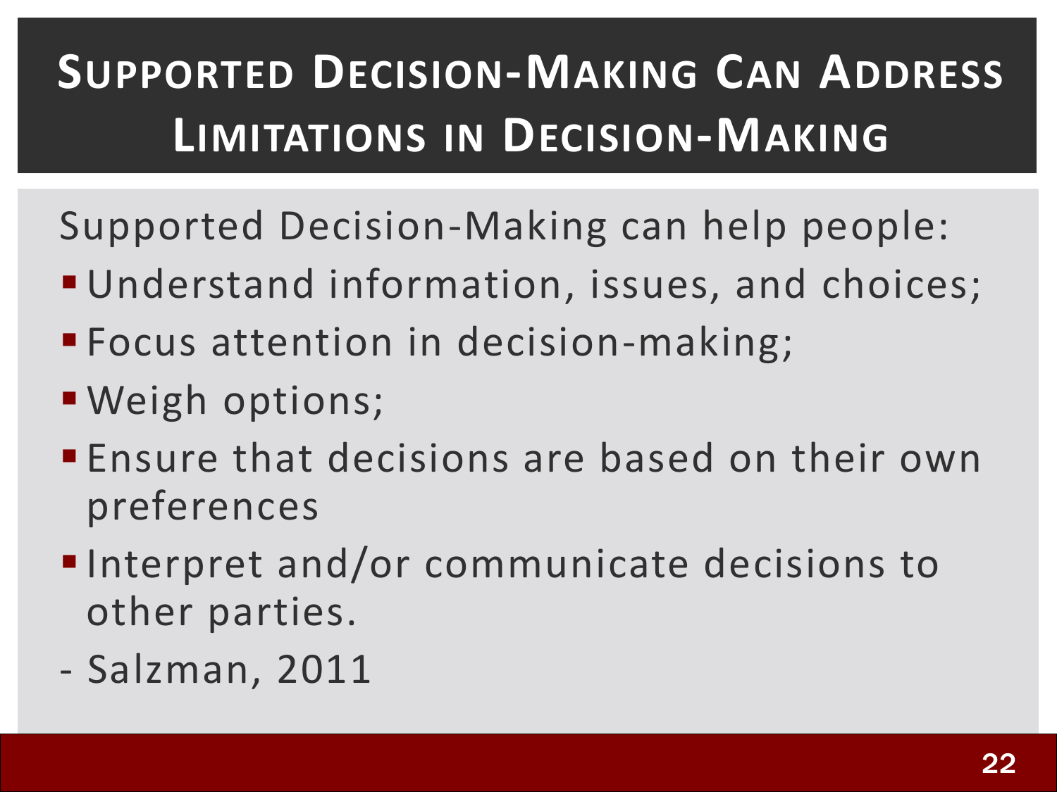# Supported Decision-Making Can Address Limitations in Decision-Making

Supported Decision-Making can help people:

- Understand information, issues, and choices;
- Focus attention in decision-making;
- Weigh options;
- Ensure that decisions are based on their own preferences
- Interpret and/or communicate decisions to other parties.

- Salzman, 2011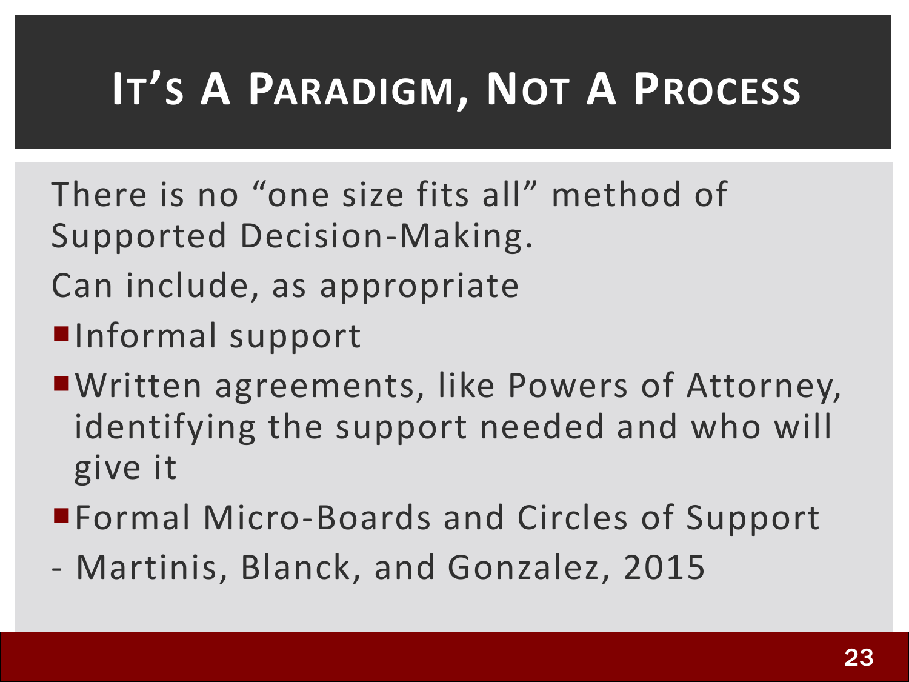# It's A Paradigm, Not A Process

There is no "one size fits all" method of Supported Decision-Making.

Can include, as appropriate

- Informal support
- Written agreements, like Powers of Attorney, identifying the support needed and who will give it
- Formal Micro-Boards and Circles of Support

- Martinis, Blanck, and Gonzalez, 2015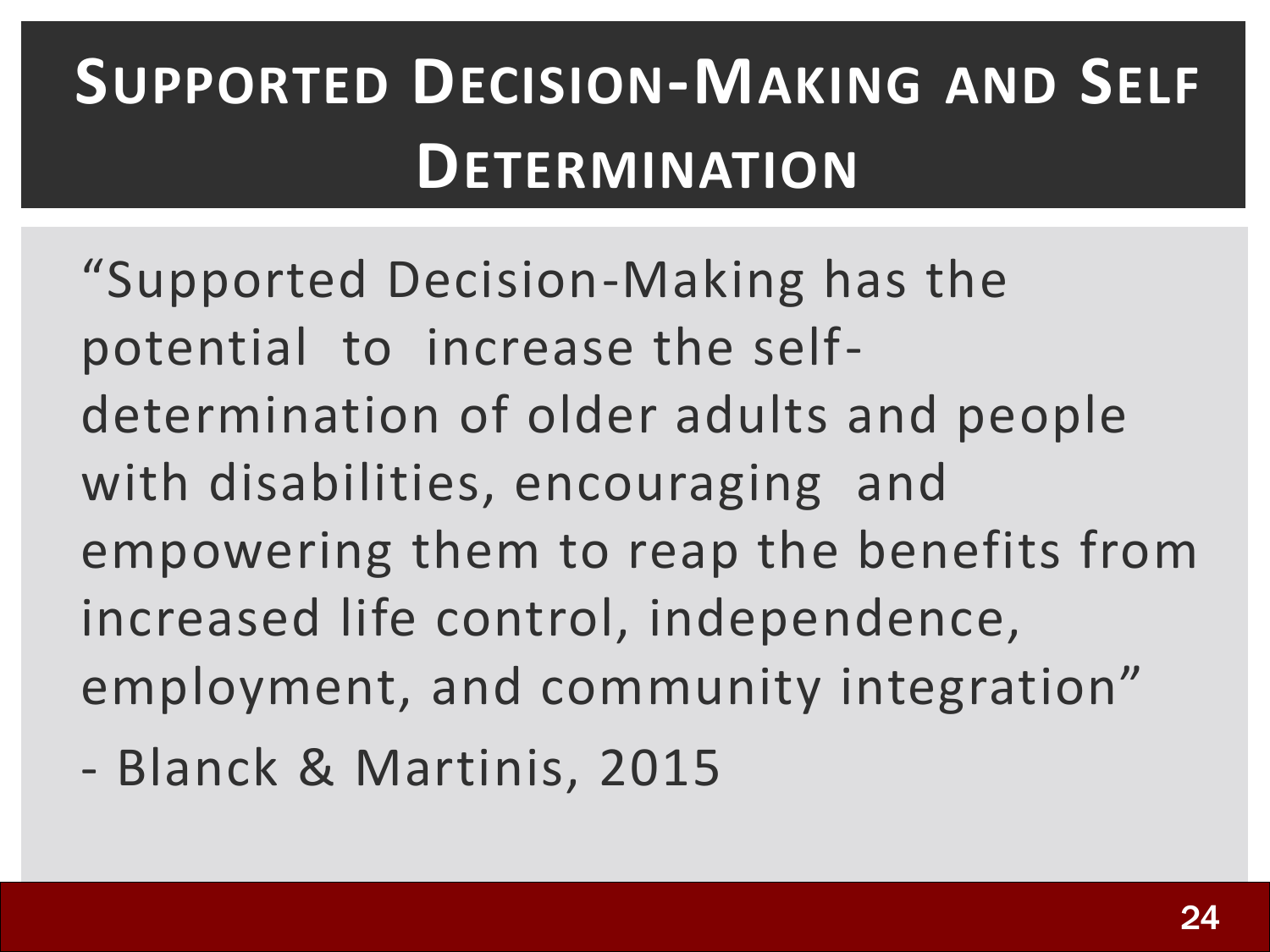# Supported Decision-Making and Self Determination

"Supported Decision-Making has the potential to increase the self-determination of older adults and people with disabilities, encouraging and empowering them to reap the benefits from increased life control, independence, employment, and community integration"

- Blanck & Martinis, 2015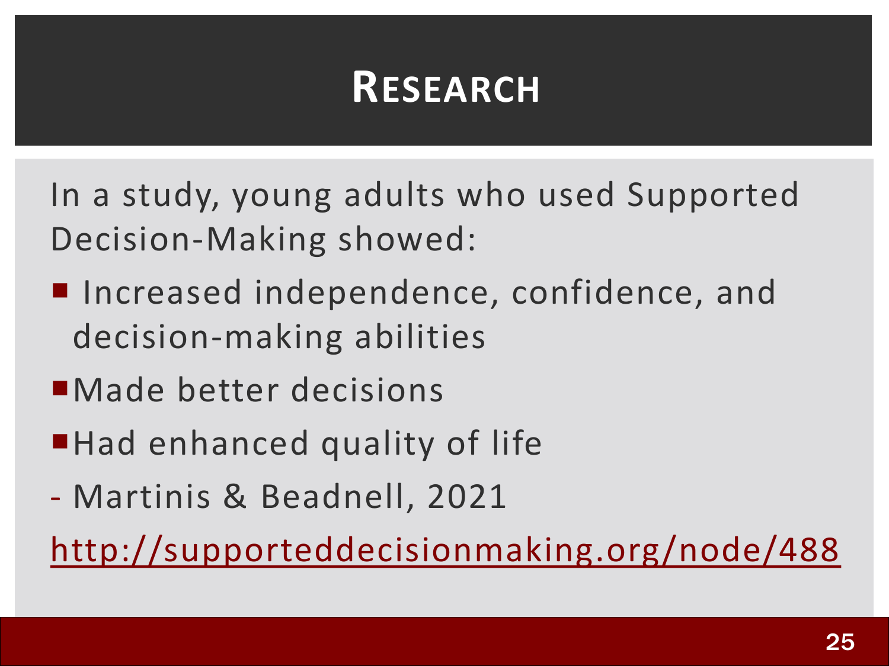# Research

In a study, young adults who used Supported Decision-Making showed:

- Increased independence, confidence, and decision-making abilities
- Made better decisions
- Had enhanced quality of life

\- Martinis & Beadnell, 2021

http://supporteddecisionmaking.org/node/488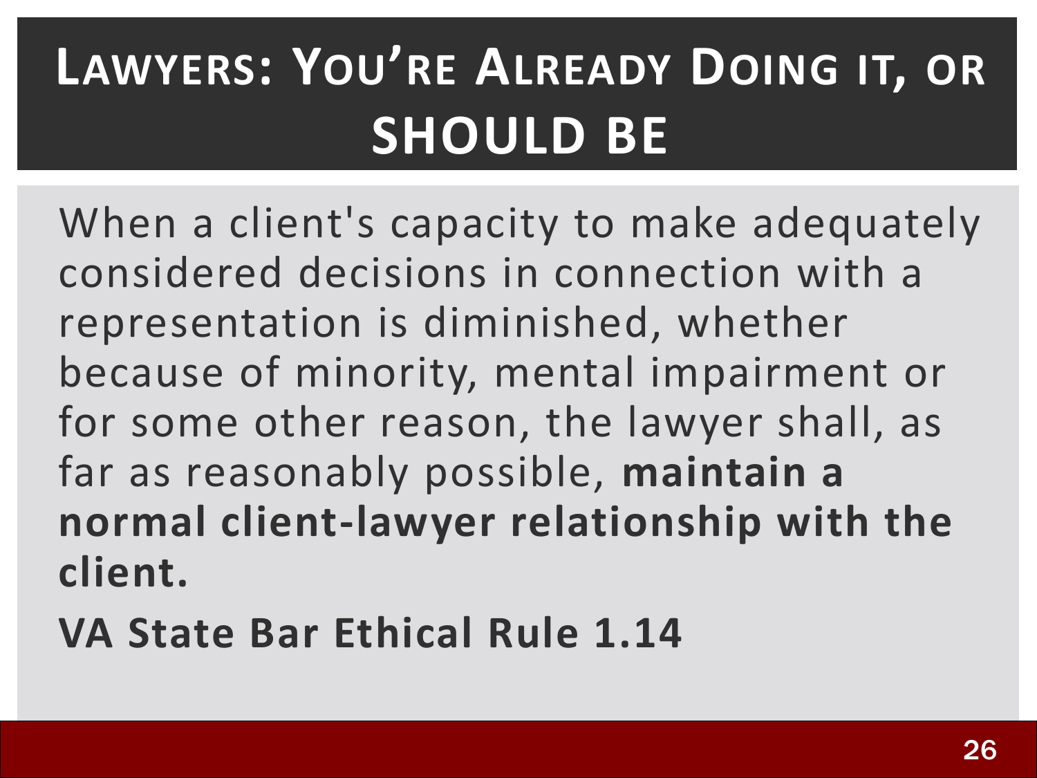# Lawyers: You're Already Doing it, or SHOULD BE

When a client's capacity to make adequately considered decisions in connection with a representation is diminished, whether because of minority, mental impairment or for some other reason, the lawyer shall, as far as reasonably possible, **maintain a normal client-lawyer relationship with the client.**

**VA State Bar Ethical Rule 1.14**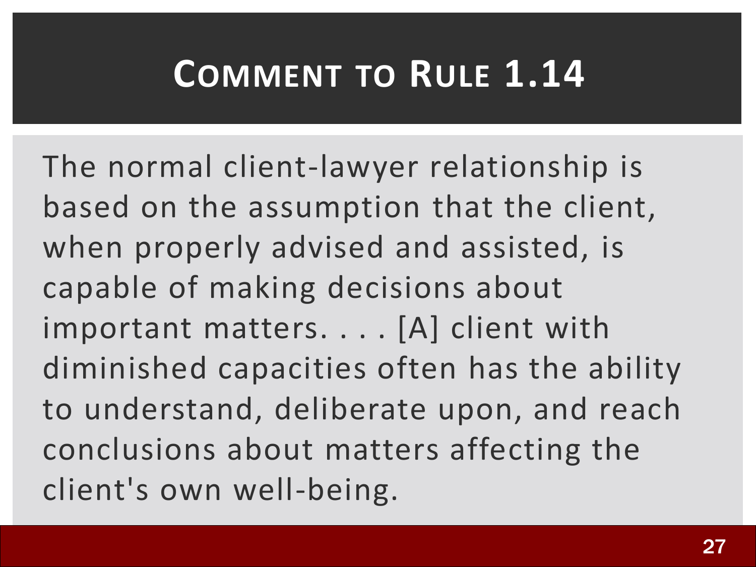# Comment to Rule 1.14

The normal client-lawyer relationship is based on the assumption that the client, when properly advised and assisted, is capable of making decisions about important matters. . . . [A] client with diminished capacities often has the ability to understand, deliberate upon, and reach conclusions about matters affecting the client's own well-being.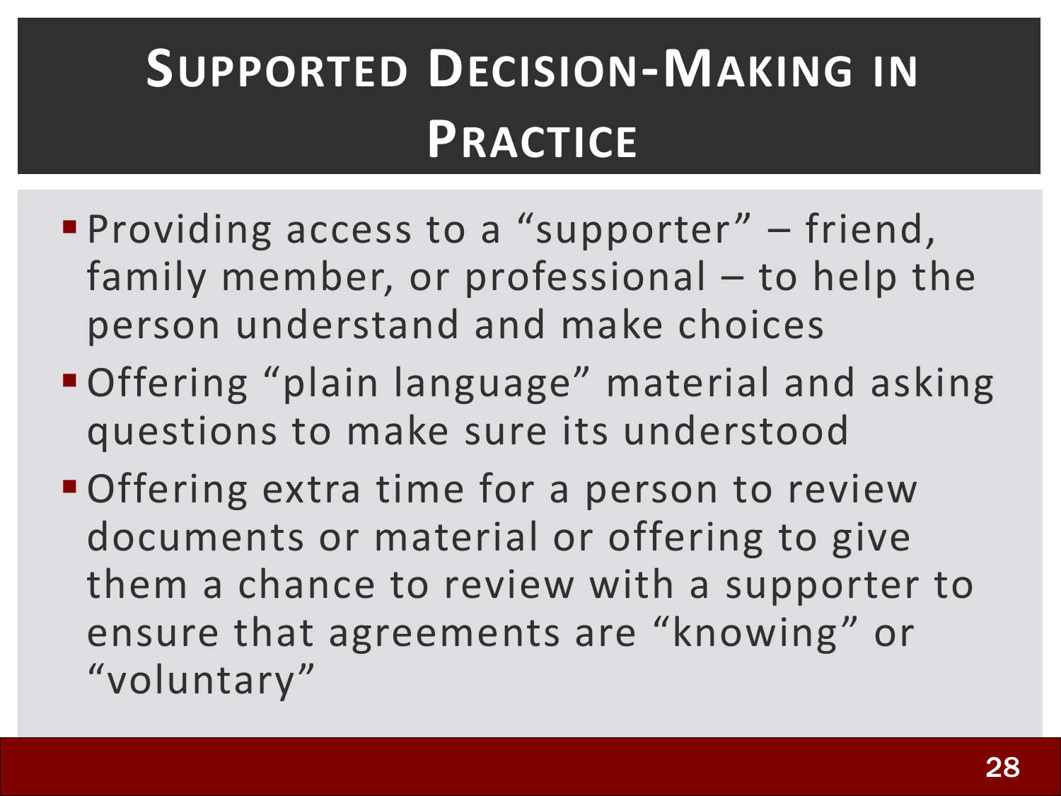# Supported Decision-Making in Practice

- Providing access to a "supporter" – friend, family member, or professional – to help the person understand and make choices
- Offering "plain language" material and asking questions to make sure its understood
- Offering extra time for a person to review documents or material or offering to give them a chance to review with a supporter to ensure that agreements are "knowing" or "voluntary"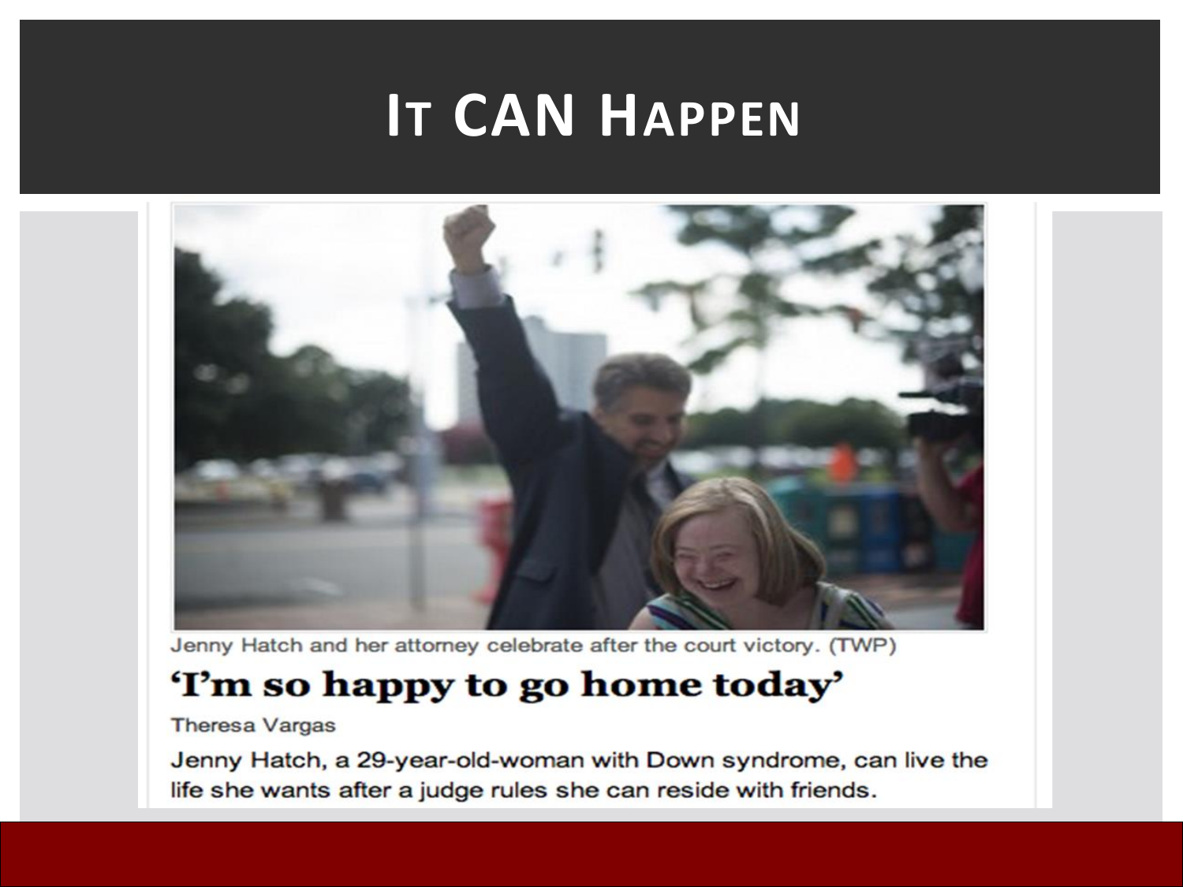# It CAN Happen

Jenny Hatch and her attorney celebrate after the court victory. (TWP)

## 'I'm so happy to go home today'

Theresa Vargas

Jenny Hatch, a 29-year-old-woman with Down syndrome, can live the life she wants after a judge rules she can reside with friends.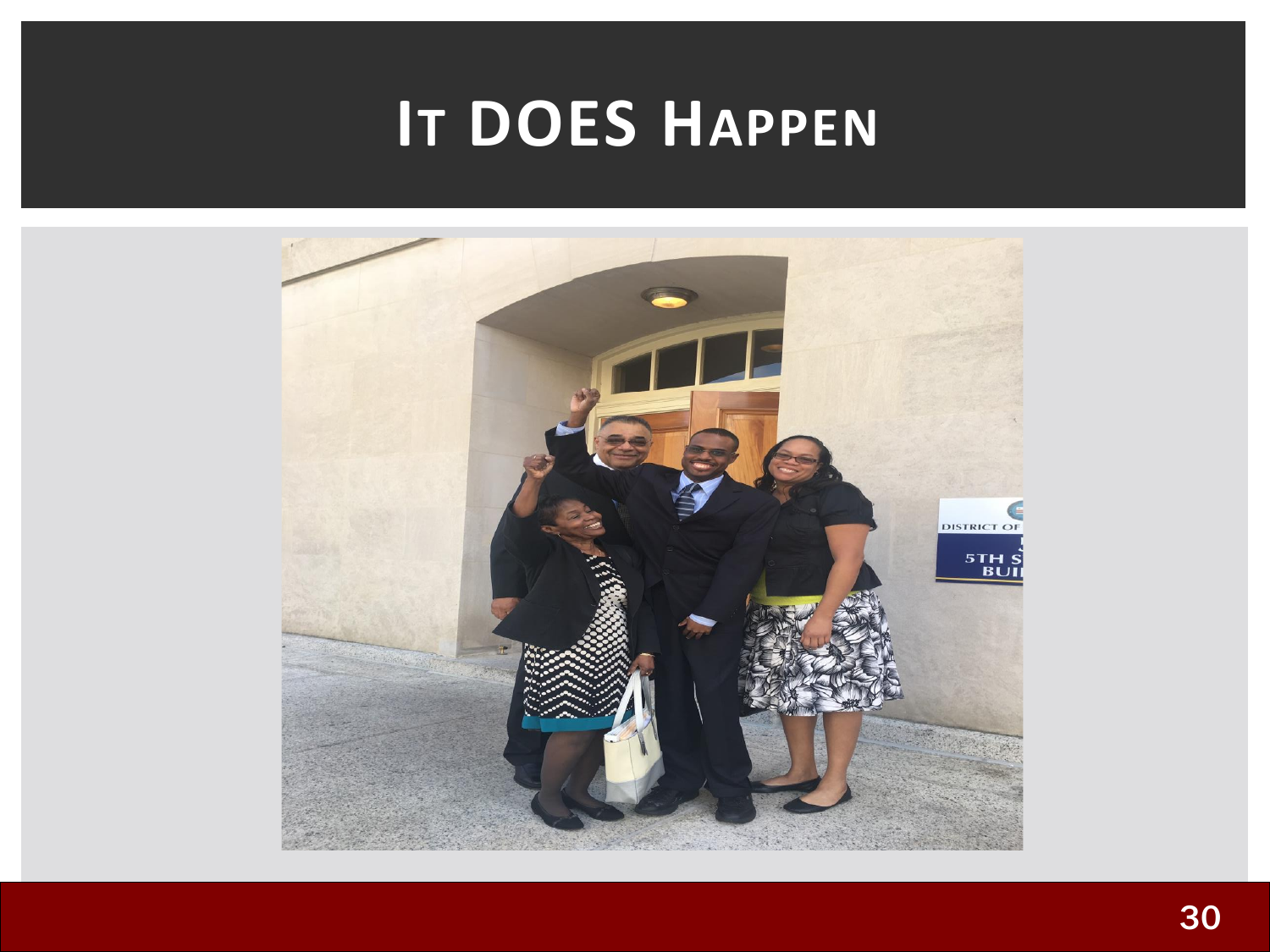# It DOES Happen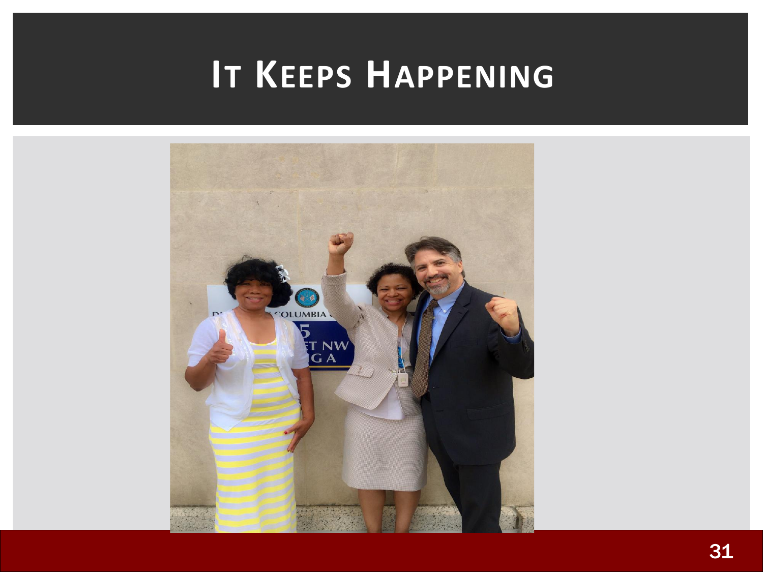# It Keeps Happening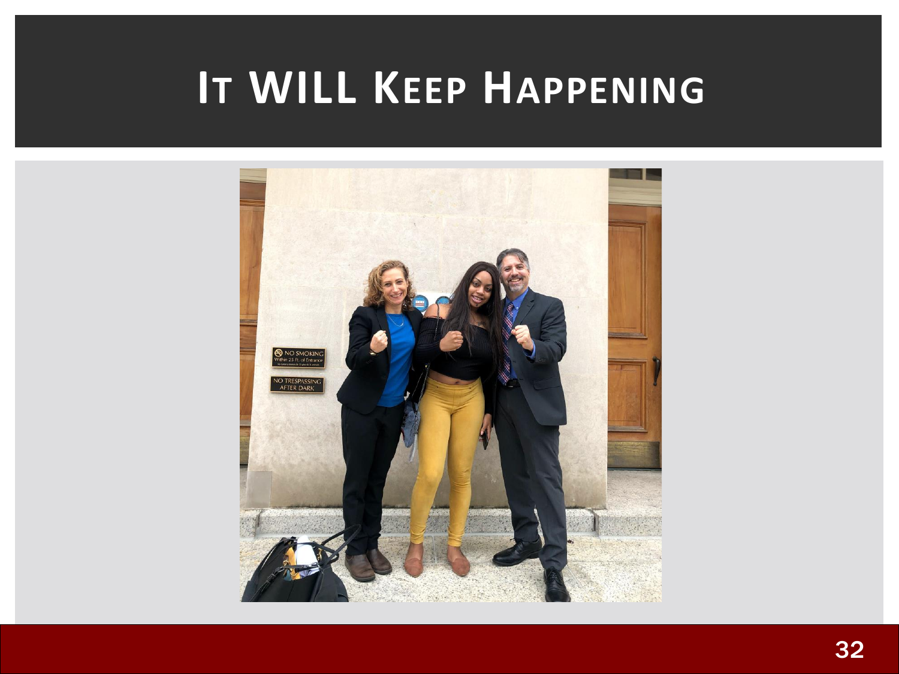# It WILL Keep Happening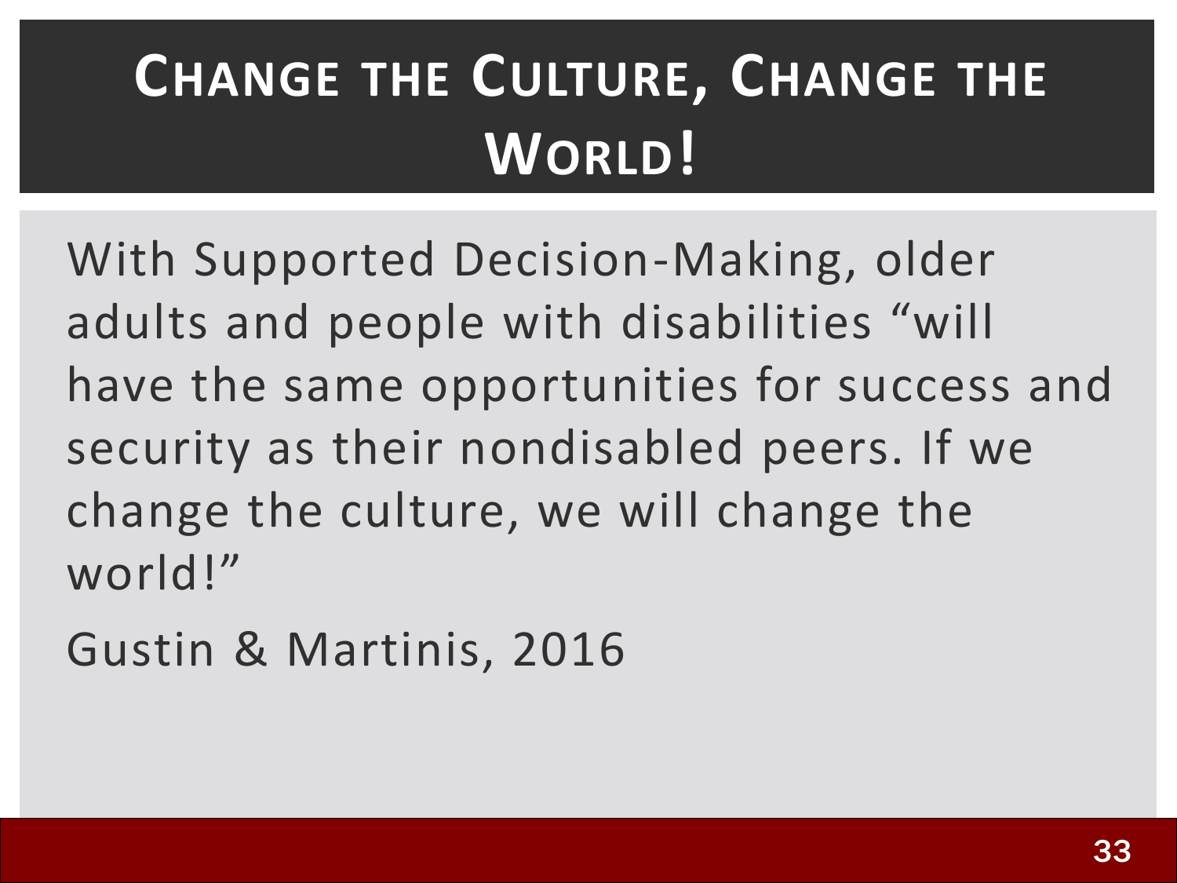# Change the Culture, Change the World!

With Supported Decision-Making, older adults and people with disabilities "will have the same opportunities for success and security as their nondisabled peers. If we change the culture, we will change the world!"

Gustin & Martinis, 2016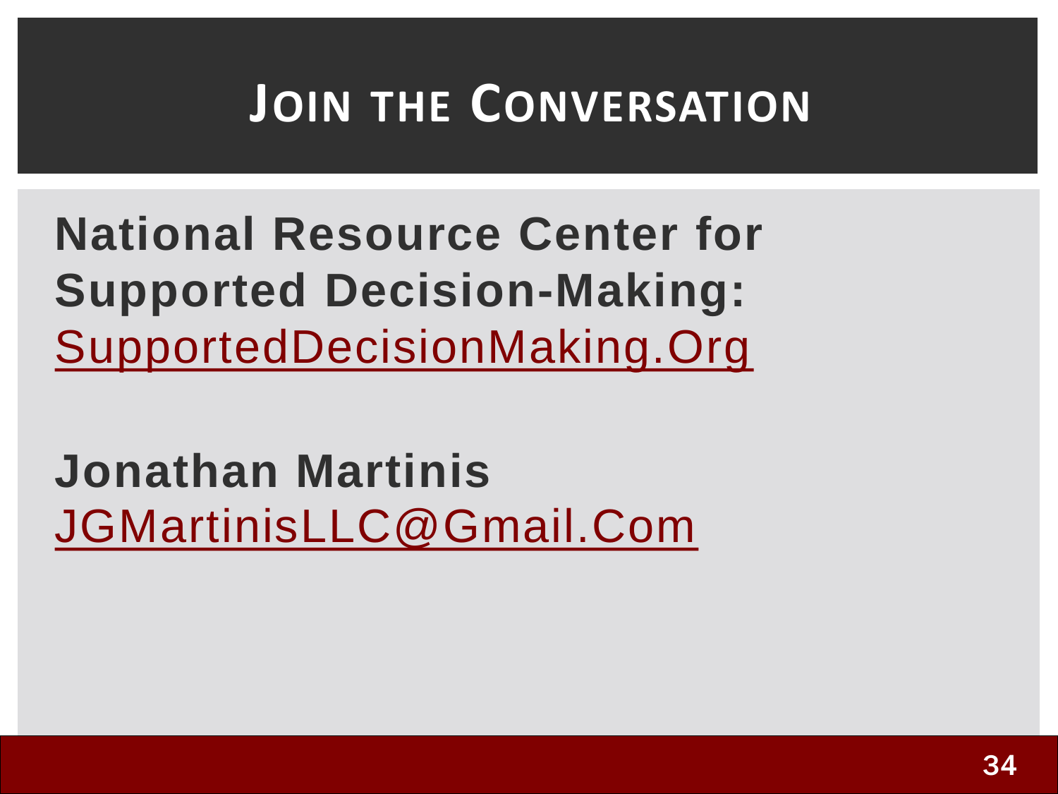# Join the Conversation

**National Resource Center for Supported Decision-Making:**
SupportedDecisionMaking.Org

**Jonathan Martinis**
JGMartinisLLC@Gmail.Com